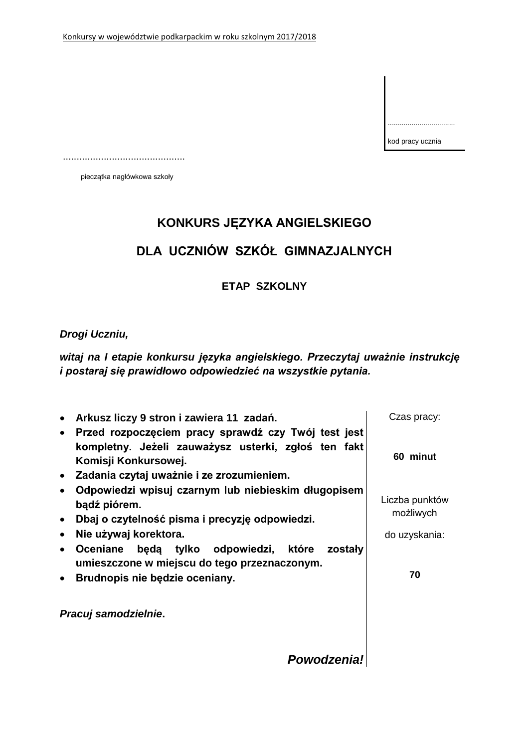.................................

kod pracy ucznia

............................................

pieczątka nagłówkowa szkoły

# KONKURS JĘZYKA ANGIELSKIEGO

# DLA UCZNIÓW SZKÓŁ GIMNAZJALNYCH

## ETAP SZKOLNY

***Drogi Uczniu,***

***witaj na I etapie konkursu języka angielskiego. Przeczytaj uważnie instrukcję i postaraj się prawidłowo odpowiedzieć na wszystkie pytania.***

- **Arkusz liczy 9 stron i zawiera 11 zadań.**
- **Przed rozpoczęciem pracy sprawdź czy Twój test jest kompletny. Jeżeli zauważysz usterki, zgłoś ten fakt Komisji Konkursowej.**
- **Zadania czytaj uważnie i ze zrozumieniem.**
- **Odpowiedzi wpisuj czarnym lub niebieskim długopisem bądź piórem.**
- **Dbaj o czytelność pisma i precyzję odpowiedzi.**
- **Nie używaj korektora.**
- **Oceniane będą tylko odpowiedzi, które zostały umieszczone w miejscu do tego przeznaczonym.**
- **Brudnopis nie będzie oceniany.**

***Pracuj samodzielnie*.**

***Powodzenia!***

Czas pracy:

**60 minut**

Liczba punktów możliwych do uzyskania:

**70**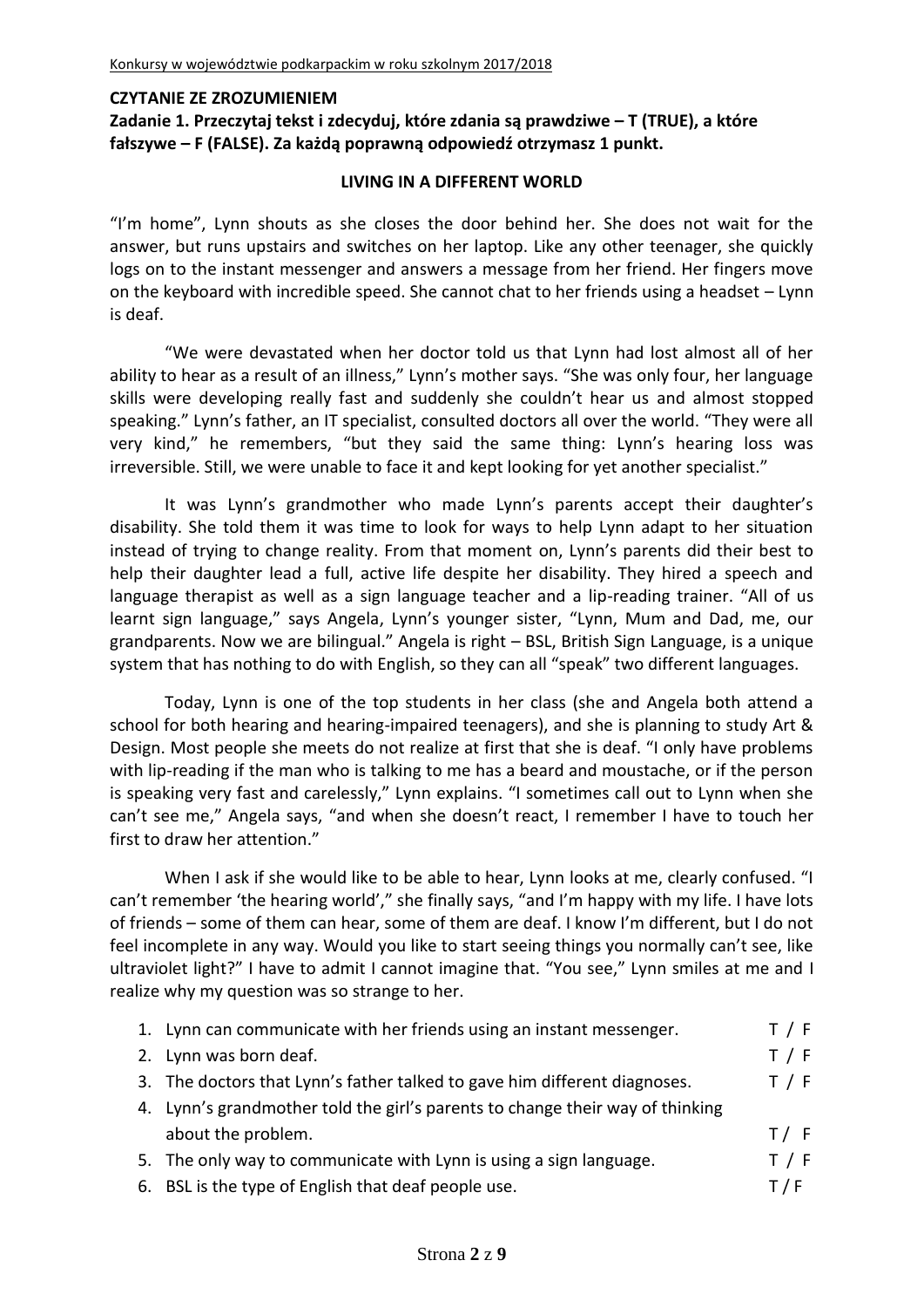**CZYTANIE ZE ZROZUMIENIEM**

**Zadanie 1. Przeczytaj tekst i zdecyduj, które zdania są prawdziwe – T (TRUE), a które fałszywe – F (FALSE). Za każdą poprawną odpowiedź otrzymasz 1 punkt.**

**LIVING IN A DIFFERENT WORLD**

"I'm home", Lynn shouts as she closes the door behind her. She does not wait for the answer, but runs upstairs and switches on her laptop. Like any other teenager, she quickly logs on to the instant messenger and answers a message from her friend. Her fingers move on the keyboard with incredible speed. She cannot chat to her friends using a headset – Lynn is deaf.

"We were devastated when her doctor told us that Lynn had lost almost all of her ability to hear as a result of an illness," Lynn's mother says. "She was only four, her language skills were developing really fast and suddenly she couldn't hear us and almost stopped speaking." Lynn's father, an IT specialist, consulted doctors all over the world. "They were all very kind," he remembers, "but they said the same thing: Lynn's hearing loss was irreversible. Still, we were unable to face it and kept looking for yet another specialist."

It was Lynn's grandmother who made Lynn's parents accept their daughter's disability. She told them it was time to look for ways to help Lynn adapt to her situation instead of trying to change reality. From that moment on, Lynn's parents did their best to help their daughter lead a full, active life despite her disability. They hired a speech and language therapist as well as a sign language teacher and a lip-reading trainer. "All of us learnt sign language," says Angela, Lynn's younger sister, "Lynn, Mum and Dad, me, our grandparents. Now we are bilingual." Angela is right – BSL, British Sign Language, is a unique system that has nothing to do with English, so they can all "speak" two different languages.

Today, Lynn is one of the top students in her class (she and Angela both attend a school for both hearing and hearing-impaired teenagers), and she is planning to study Art & Design. Most people she meets do not realize at first that she is deaf. "I only have problems with lip-reading if the man who is talking to me has a beard and moustache, or if the person is speaking very fast and carelessly," Lynn explains. "I sometimes call out to Lynn when she can't see me," Angela says, "and when she doesn't react, I remember I have to touch her first to draw her attention."

When I ask if she would like to be able to hear, Lynn looks at me, clearly confused. "I can't remember 'the hearing world'," she finally says, "and I'm happy with my life. I have lots of friends – some of them can hear, some of them are deaf. I know I'm different, but I do not feel incomplete in any way. Would you like to start seeing things you normally can't see, like ultraviolet light?" I have to admit I cannot imagine that. "You see," Lynn smiles at me and I realize why my question was so strange to her.

1. Lynn can communicate with her friends using an instant messenger. T / F
2. Lynn was born deaf. T / F
3. The doctors that Lynn's father talked to gave him different diagnoses. T / F
4. Lynn's grandmother told the girl's parents to change their way of thinking about the problem. T / F
5. The only way to communicate with Lynn is using a sign language. T / F
6. BSL is the type of English that deaf people use. T / F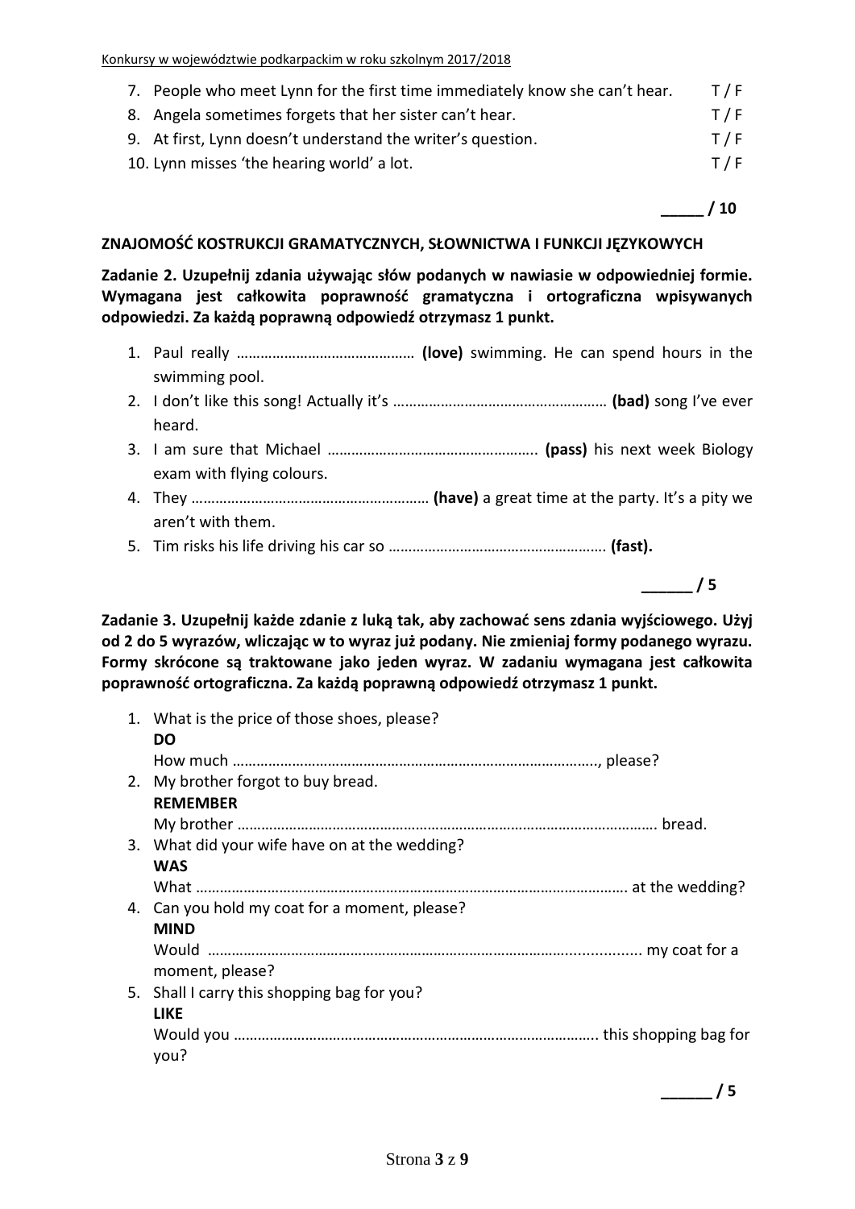7. People who meet Lynn for the first time immediately know she can't hear. T / F
8. Angela sometimes forgets that her sister can't hear. T / F
9. At first, Lynn doesn't understand the writer's question. T / F
10. Lynn misses 'the hearing world' a lot. T / F

_____ / 10

**ZNAJOMOŚĆ KOSTRUKCJI GRAMATYCZNYCH, SŁOWNICTWA I FUNKCJI JĘZYKOWYCH**

**Zadanie 2. Uzupełnij zdania używając słów podanych w nawiasie w odpowiedniej formie. Wymagana jest całkowita poprawność gramatyczna i ortograficzna wpisywanych odpowiedzi. Za każdą poprawną odpowiedź otrzymasz 1 punkt.**

1. Paul really ……………………………………… **(love)** swimming. He can spend hours in the swimming pool.
2. I don't like this song! Actually it's ……………………………………………… **(bad)** song I've ever heard.
3. I am sure that Michael …………………………………………….. **(pass)** his next week Biology exam with flying colours.
4. They …………………………………………………… **(have)** a great time at the party. It's a pity we aren't with them.
5. Tim risks his life driving his car so ………………………………………………. **(fast).**

______ / 5

**Zadanie 3. Uzupełnij każde zdanie z luką tak, aby zachować sens zdania wyjściowego. Użyj od 2 do 5 wyrazów, wliczając w to wyraz już podany. Nie zmieniaj formy podanego wyrazu. Formy skrócone są traktowane jako jeden wyraz. W zadaniu wymagana jest całkowita poprawność ortograficzna. Za każdą poprawną odpowiedź otrzymasz 1 punkt.**

1. What is the price of those shoes, please?
   **DO**
   How much ………………………………………………………………………………., please?
2. My brother forgot to buy bread.
   **REMEMBER**
   My brother ……………………………………………………………………………………………. bread.
3. What did your wife have on at the wedding?
   **WAS**
   What ………………………………………………………………………………………………. at the wedding?
4. Can you hold my coat for a moment, please?
   **MIND**
   Would ………………………………………………………………………………............. my coat for a moment, please?
5. Shall I carry this shopping bag for you?
   **LIKE**
   Would you ……………………………………………………………………………….. this shopping bag for you?

______ / 5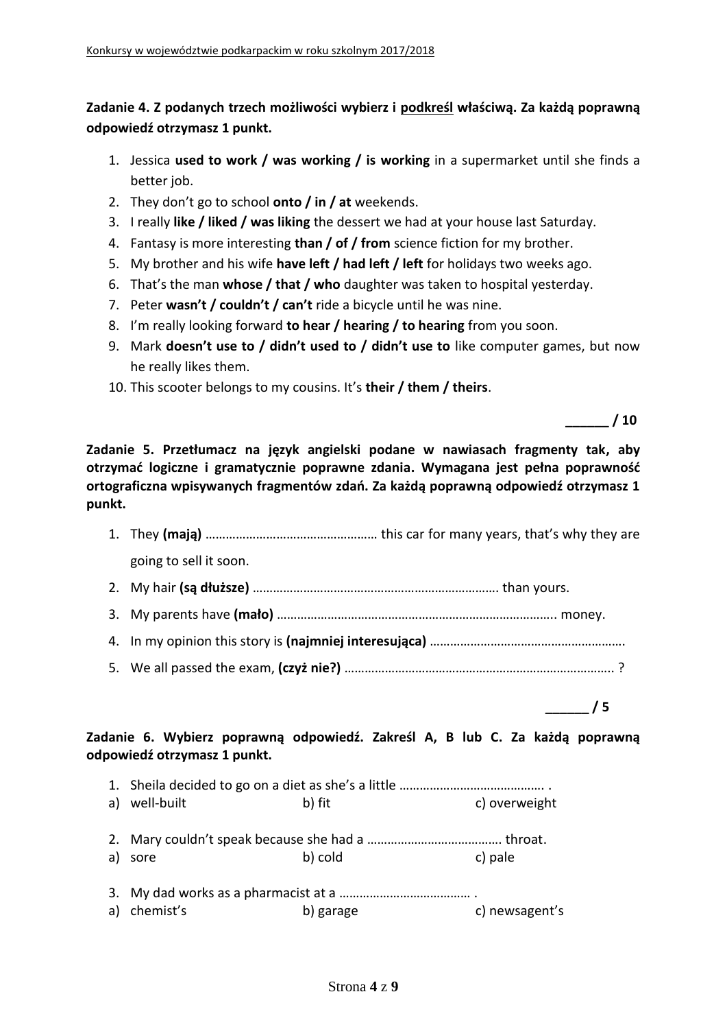**Zadanie 4. Z podanych trzech możliwości wybierz i <u>podkreśl</u> właściwą. Za każdą poprawną odpowiedź otrzymasz 1 punkt.**

1. Jessica **used to work / was working / is working** in a supermarket until she finds a better job.
2. They don't go to school **onto / in / at** weekends.
3. I really **like / liked / was liking** the dessert we had at your house last Saturday.
4. Fantasy is more interesting **than / of / from** science fiction for my brother.
5. My brother and his wife **have left / had left / left** for holidays two weeks ago.
6. That's the man **whose / that / who** daughter was taken to hospital yesterday.
7. Peter **wasn't / couldn't / can't** ride a bicycle until he was nine.
8. I'm really looking forward **to hear / hearing / to hearing** from you soon.
9. Mark **doesn't use to / didn't used to / didn't use to** like computer games, but now he really likes them.
10. This scooter belongs to my cousins. It's **their / them / theirs**.

**______ / 10**

**Zadanie 5. Przetłumacz na język angielski podane w nawiasach fragmenty tak, aby otrzymać logiczne i gramatycznie poprawne zdania. Wymagana jest pełna poprawność ortograficzna wpisywanych fragmentów zdań. Za każdą poprawną odpowiedź otrzymasz 1 punkt.**

1. They **(mają)** …………………………………………… this car for many years, that's why they are going to sell it soon.
2. My hair **(są dłuższe)** ………………………………………………………………. than yours.
3. My parents have **(mało)** ……………………………………………………………………….. money.
4. In my opinion this story is **(najmniej interesująca)** ………………………………………………..
5. We all passed the exam, **(czyż nie?)** …………………………………………………………………….. ?

**______ / 5**

**Zadanie 6. Wybierz poprawną odpowiedź. Zakreśl A, B lub C. Za każdą poprawną odpowiedź otrzymasz 1 punkt.**

1. Sheila decided to go on a diet as she's a little ……………………………………. .
   a) well-built b) fit c) overweight

2. Mary couldn't speak because she had a ………………………………… throat.
   a) sore b) cold c) pale

3. My dad works as a pharmacist at a ………………………………… .
   a) chemist's b) garage c) newsagent's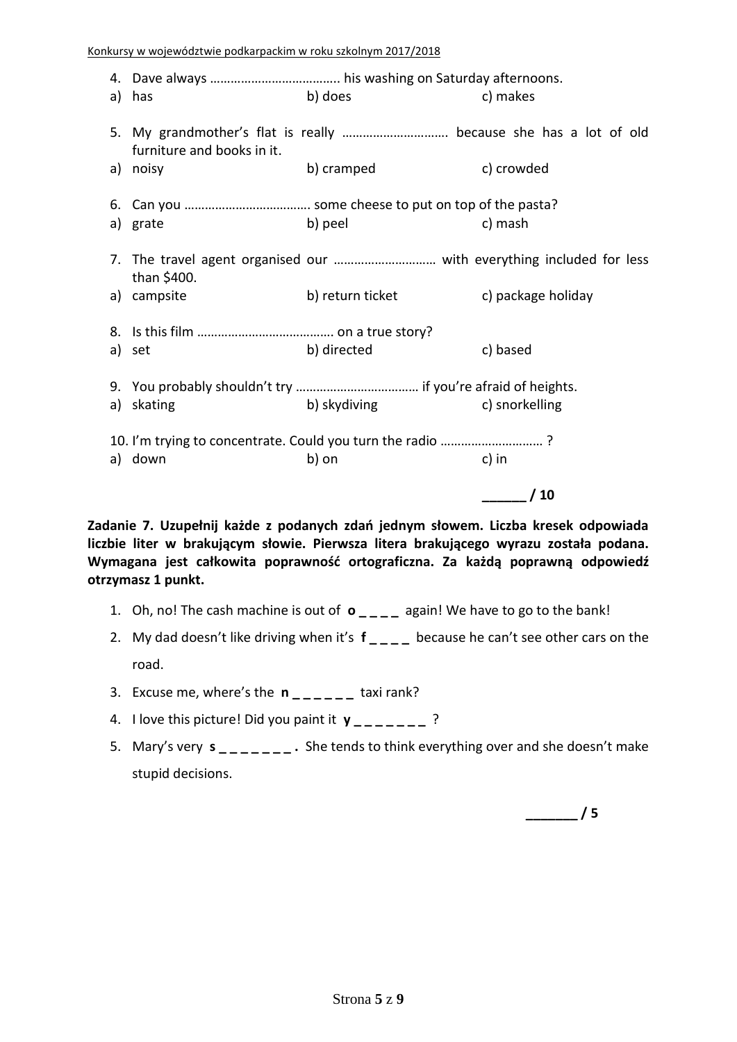4. Dave always ……………………………….. his washing on Saturday afternoons.
   a) has    b) does    c) makes

5. My grandmother's flat is really ………………………… because she has a lot of old furniture and books in it.
   a) noisy    b) cramped    c) crowded

6. Can you ………………………………. some cheese to put on top of the pasta?
   a) grate    b) peel    c) mash

7. The travel agent organised our ………………………… with everything included for less than $400.
   a) campsite    b) return ticket    c) package holiday

8. Is this film ………………………………… on a true story?
   a) set    b) directed    c) based

9. You probably shouldn't try ……………………………… if you're afraid of heights.
   a) skating    b) skydiving    c) snorkelling

10. I'm trying to concentrate. Could you turn the radio ………………………… ?
    a) down    b) on    c) in

**______ / 10**

**Zadanie 7. Uzupełnij każde z podanych zdań jednym słowem. Liczba kresek odpowiada liczbie liter w brakującym słowie. Pierwsza litera brakującego wyrazu została podana. Wymagana jest całkowita poprawność ortograficzna. Za każdą poprawną odpowiedź otrzymasz 1 punkt.**

1. Oh, no! The cash machine is out of **o _ _ _ _** again! We have to go to the bank!
2. My dad doesn't like driving when it's **f _ _ _ _** because he can't see other cars on the road.
3. Excuse me, where's the **n _ _ _ _ _ _** taxi rank?
4. I love this picture! Did you paint it **y _ _ _ _ _ _ _** ?
5. Mary's very **s _ _ _ _ _ _ _ .** She tends to think everything over and she doesn't make stupid decisions.

**_______ / 5**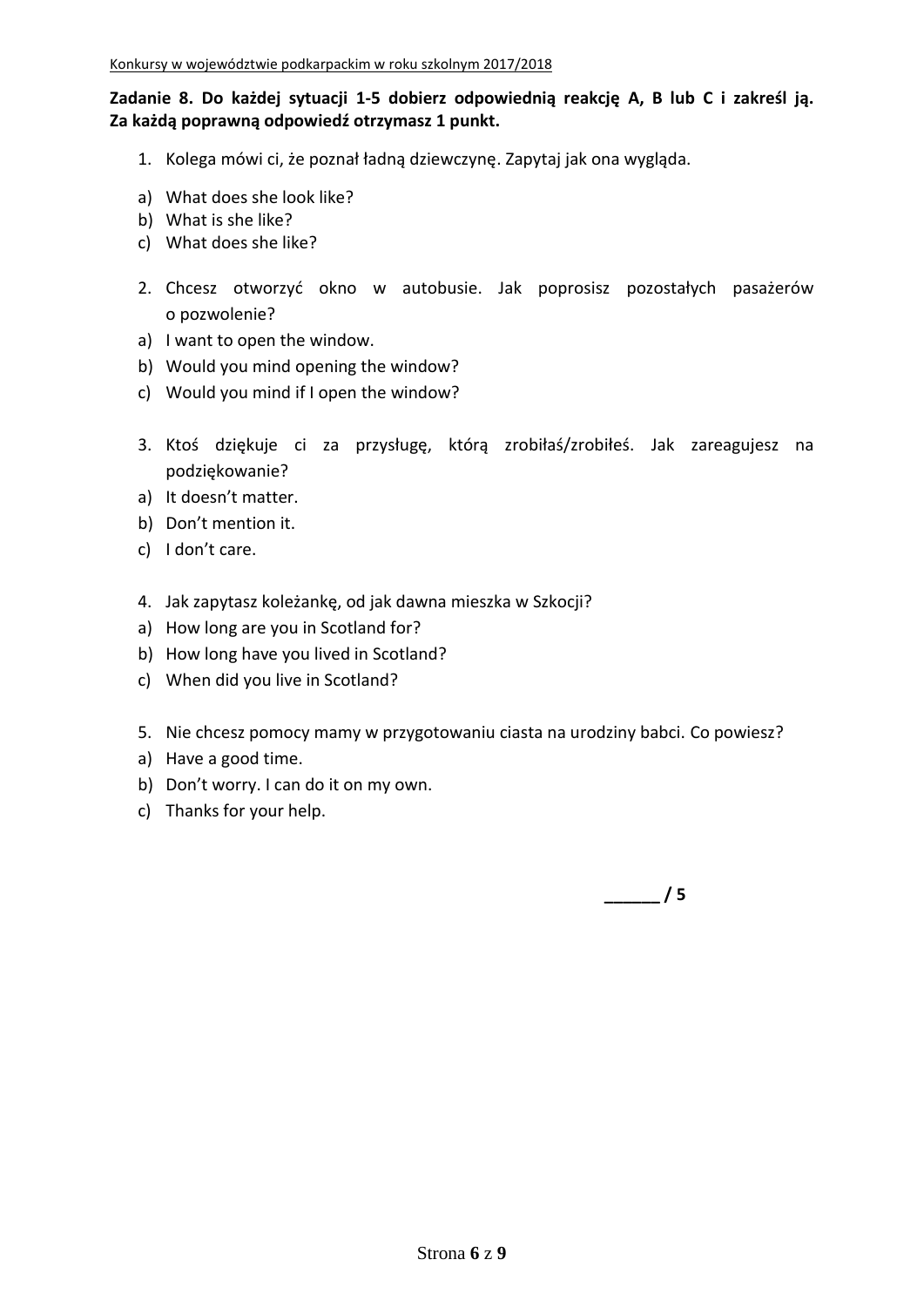**Zadanie 8. Do każdej sytuacji 1-5 dobierz odpowiednią reakcję A, B lub C i zakreśl ją. Za każdą poprawną odpowiedź otrzymasz 1 punkt.**

1. Kolega mówi ci, że poznał ładną dziewczynę. Zapytaj jak ona wygląda.

a) What does she look like?
b) What is she like?
c) What does she like?

2. Chcesz otworzyć okno w autobusie. Jak poprosisz pozostałych pasażerów o pozwolenie?

a) I want to open the window.
b) Would you mind opening the window?
c) Would you mind if I open the window?

3. Ktoś dziękuje ci za przysługę, którą zrobiłaś/zrobiłeś. Jak zareagujesz na podziękowanie?

a) It doesn't matter.
b) Don't mention it.
c) I don't care.

4. Jak zapytasz koleżankę, od jak dawna mieszka w Szkocji?

a) How long are you in Scotland for?
b) How long have you lived in Scotland?
c) When did you live in Scotland?

5. Nie chcesz pomocy mamy w przygotowaniu ciasta na urodziny babci. Co powiesz?

a) Have a good time.
b) Don't worry. I can do it on my own.
c) Thanks for your help.

**______ / 5**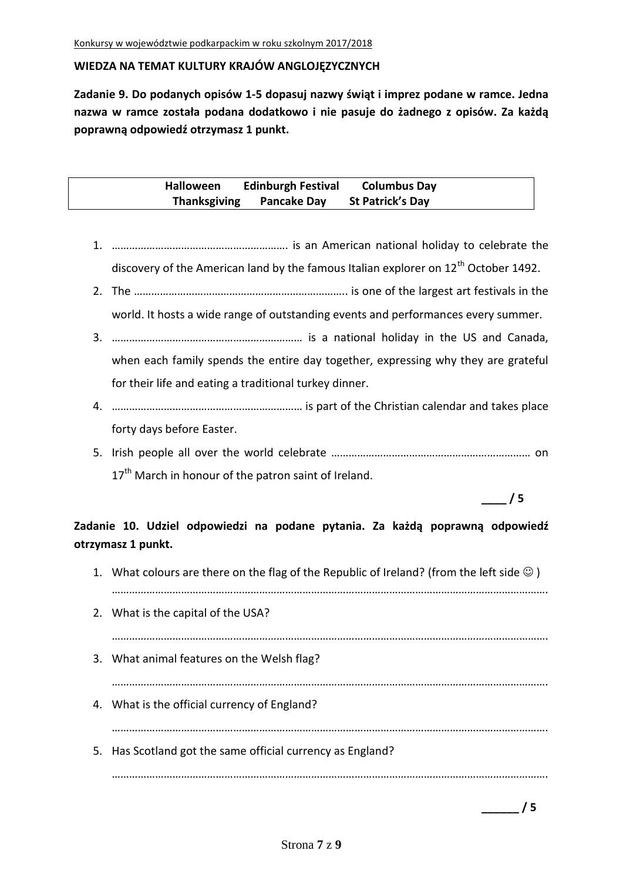**WIEDZA NA TEMAT KULTURY KRAJÓW ANGLOJĘZYCZNYCH**

**Zadanie 9. Do podanych opisów 1-5 dopasuj nazwy świąt i imprez podane w ramce. Jedna nazwa w ramce została podana dodatkowo i nie pasuje do żadnego z opisów. Za każdą poprawną odpowiedź otrzymasz 1 punkt.**

| **Halloween** | **Edinburgh Festival** | **Columbus Day** |
|---|---|---|
| **Thanksgiving** | **Pancake Day** | **St Patrick's Day** |

1. ……………………………………………………. is an American national holiday to celebrate the discovery of the American land by the famous Italian explorer on 12th October 1492.
2. The ……………………………………………………………….. is one of the largest art festivals in the world. It hosts a wide range of outstanding events and performances every summer.
3. ………………………………………………………… is a national holiday in the US and Canada, when each family spends the entire day together, expressing why they are grateful for their life and eating a traditional turkey dinner.
4. ………………………………………………………… is part of the Christian calendar and takes place forty days before Easter.
5. Irish people all over the world celebrate …………………………………………………………… on 17th March in honour of the patron saint of Ireland.

____ / 5

**Zadanie 10. Udziel odpowiedzi na podane pytania. Za każdą poprawną odpowiedź otrzymasz 1 punkt.**

1. What colours are there on the flag of the Republic of Ireland? (from the left side ☺ )
   ……………………………………………………………………………………………………………………………………
2. What is the capital of the USA?
   ……………………………………………………………………………………………………………………………………
3. What animal features on the Welsh flag?
   ……………………………………………………………………………………………………………………………………
4. What is the official currency of England?
   ……………………………………………………………………………………………………………………………………
5. Has Scotland got the same official currency as England?
   ……………………………………………………………………………………………………………………………………

______ / 5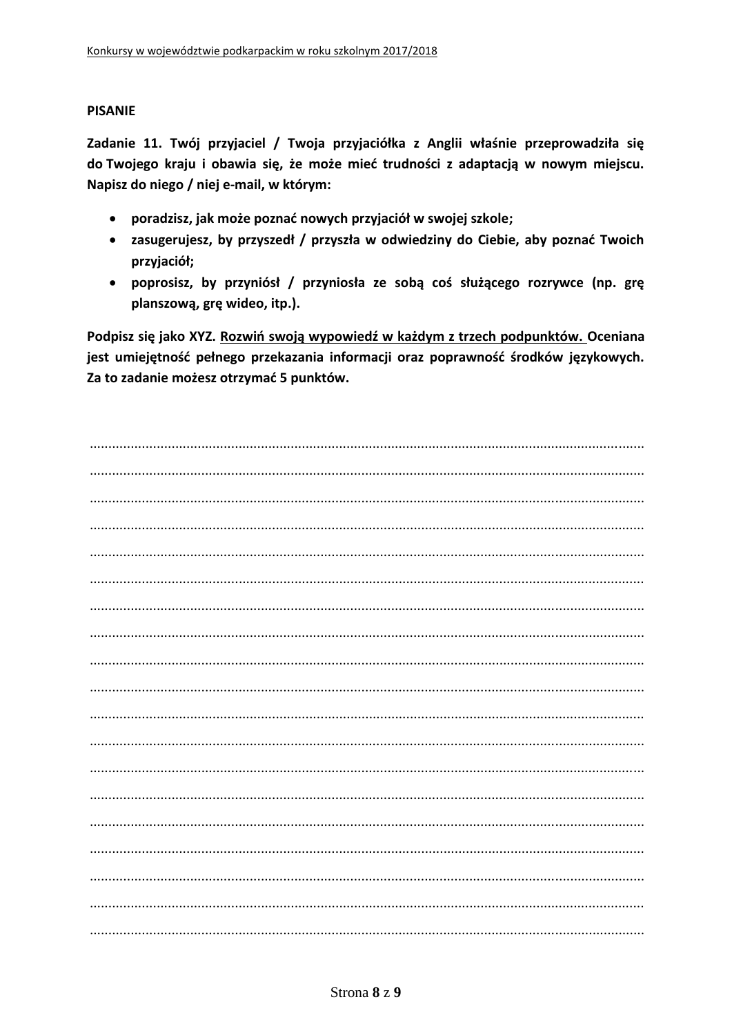**PISANIE**

**Zadanie 11. Twój przyjaciel / Twoja przyjaciółka z Anglii właśnie przeprowadziła się do Twojego kraju i obawia się, że może mieć trudności z adaptacją w nowym miejscu. Napisz do niego / niej e-mail, w którym:**

- **poradzisz, jak może poznać nowych przyjaciół w swojej szkole;**
- **zasugerujesz, by przyszedł / przyszła w odwiedziny do Ciebie, aby poznać Twoich przyjaciół;**
- **poprosisz, by przyniósł / przyniosła ze sobą coś służącego rozrywce (np. grę planszową, grę wideo, itp.).**

**Podpisz się jako XYZ. <u>Rozwiń swoją wypowiedź w każdym z trzech podpunktów.</u> Oceniana jest umiejętność pełnego przekazania informacji oraz poprawność środków językowych. Za to zadanie możesz otrzymać 5 punktów.**

..............................................................................................................................................

..............................................................................................................................................

..............................................................................................................................................

..............................................................................................................................................

..............................................................................................................................................

..............................................................................................................................................

..............................................................................................................................................

..............................................................................................................................................

..............................................................................................................................................

..............................................................................................................................................

..............................................................................................................................................

..............................................................................................................................................

..............................................................................................................................................

..............................................................................................................................................

..............................................................................................................................................

..............................................................................................................................................

..............................................................................................................................................

..............................................................................................................................................

..............................................................................................................................................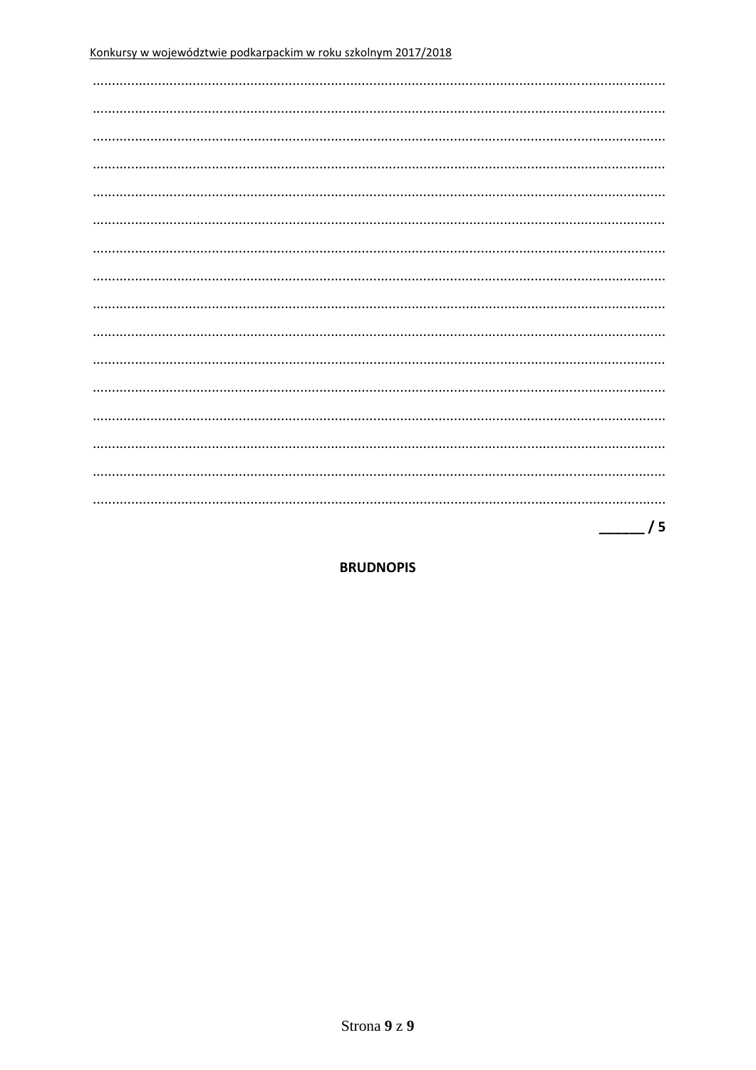.................................................................................................................................................

.................................................................................................................................................

.................................................................................................................................................

.................................................................................................................................................

.................................................................................................................................................

.................................................................................................................................................

.................................................................................................................................................

.................................................................................................................................................

.................................................................................................................................................

.................................................................................................................................................

.................................................................................................................................................

.................................................................................................................................................

.................................................................................................................................................

.................................................................................................................................................

.................................................................................................................................................

.................................................................................................................................................

**_____ / 5**

**BRUDNOPIS**